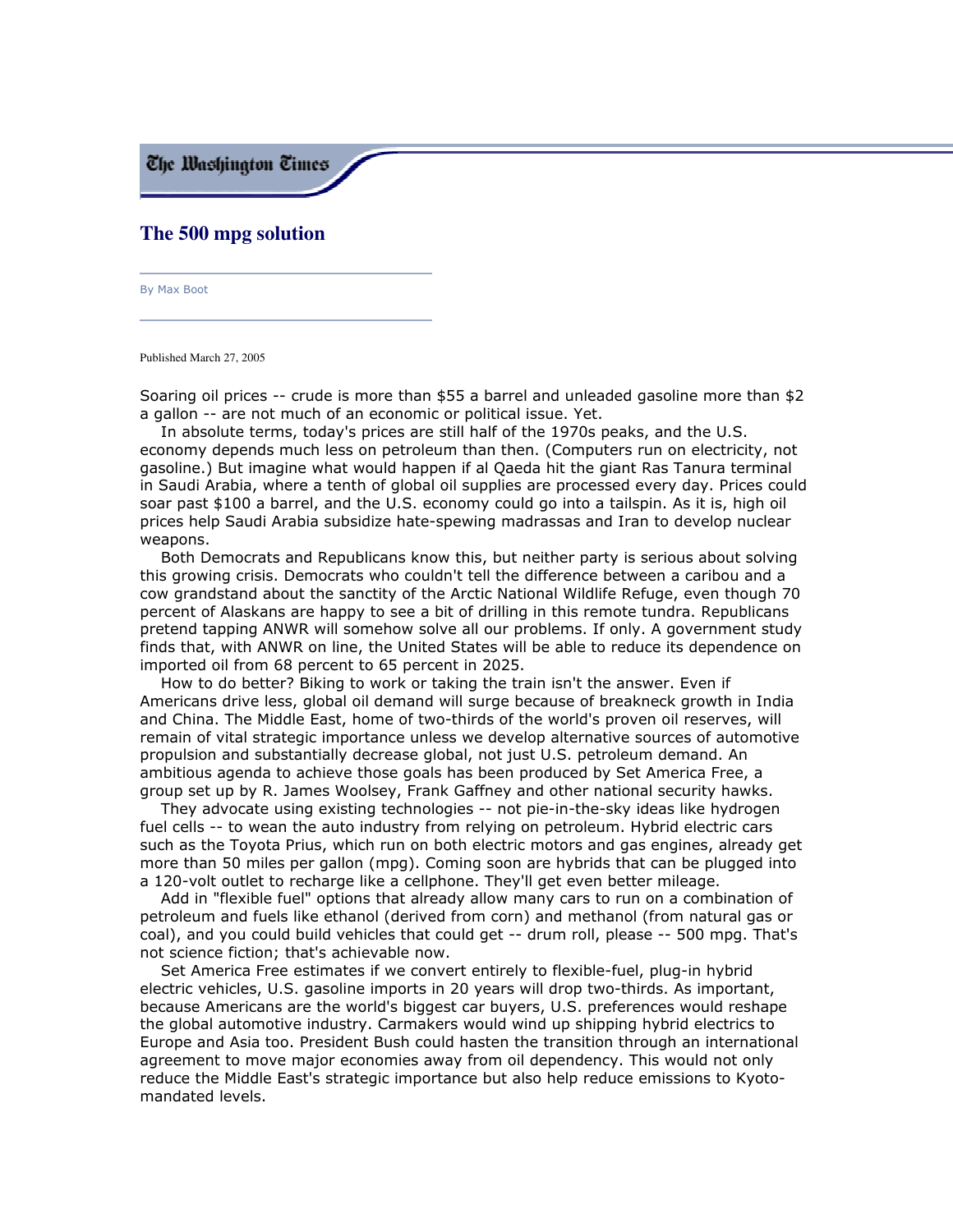The Washington Times

# The 500 mpg solution

By Max Boot

Published March 27, 2005

Soaring oil prices -- crude is more than $55 a barrel and unleaded gasoline more than $2 a gallon -- are not much of an economic or political issue. Yet.

In absolute terms, today's prices are still half of the 1970s peaks, and the U.S. economy depends much less on petroleum than then. (Computers run on electricity, not gasoline.) But imagine what would happen if al Qaeda hit the giant Ras Tanura terminal in Saudi Arabia, where a tenth of global oil supplies are processed every day. Prices could soar past $100 a barrel, and the U.S. economy could go into a tailspin. As it is, high oil prices help Saudi Arabia subsidize hate-spewing madrassas and Iran to develop nuclear weapons.

Both Democrats and Republicans know this, but neither party is serious about solving this growing crisis. Democrats who couldn't tell the difference between a caribou and a cow grandstand about the sanctity of the Arctic National Wildlife Refuge, even though 70 percent of Alaskans are happy to see a bit of drilling in this remote tundra. Republicans pretend tapping ANWR will somehow solve all our problems. If only. A government study finds that, with ANWR on line, the United States will be able to reduce its dependence on imported oil from 68 percent to 65 percent in 2025.

How to do better? Biking to work or taking the train isn't the answer. Even if Americans drive less, global oil demand will surge because of breakneck growth in India and China. The Middle East, home of two-thirds of the world's proven oil reserves, will remain of vital strategic importance unless we develop alternative sources of automotive propulsion and substantially decrease global, not just U.S. petroleum demand. An ambitious agenda to achieve those goals has been produced by Set America Free, a group set up by R. James Woolsey, Frank Gaffney and other national security hawks.

They advocate using existing technologies -- not pie-in-the-sky ideas like hydrogen fuel cells -- to wean the auto industry from relying on petroleum. Hybrid electric cars such as the Toyota Prius, which run on both electric motors and gas engines, already get more than 50 miles per gallon (mpg). Coming soon are hybrids that can be plugged into a 120-volt outlet to recharge like a cellphone. They'll get even better mileage.

Add in "flexible fuel" options that already allow many cars to run on a combination of petroleum and fuels like ethanol (derived from corn) and methanol (from natural gas or coal), and you could build vehicles that could get -- drum roll, please -- 500 mpg. That's not science fiction; that's achievable now.

Set America Free estimates if we convert entirely to flexible-fuel, plug-in hybrid electric vehicles, U.S. gasoline imports in 20 years will drop two-thirds. As important, because Americans are the world's biggest car buyers, U.S. preferences would reshape the global automotive industry. Carmakers would wind up shipping hybrid electrics to Europe and Asia too. President Bush could hasten the transition through an international agreement to move major economies away from oil dependency. This would not only reduce the Middle East's strategic importance but also help reduce emissions to Kyoto-mandated levels.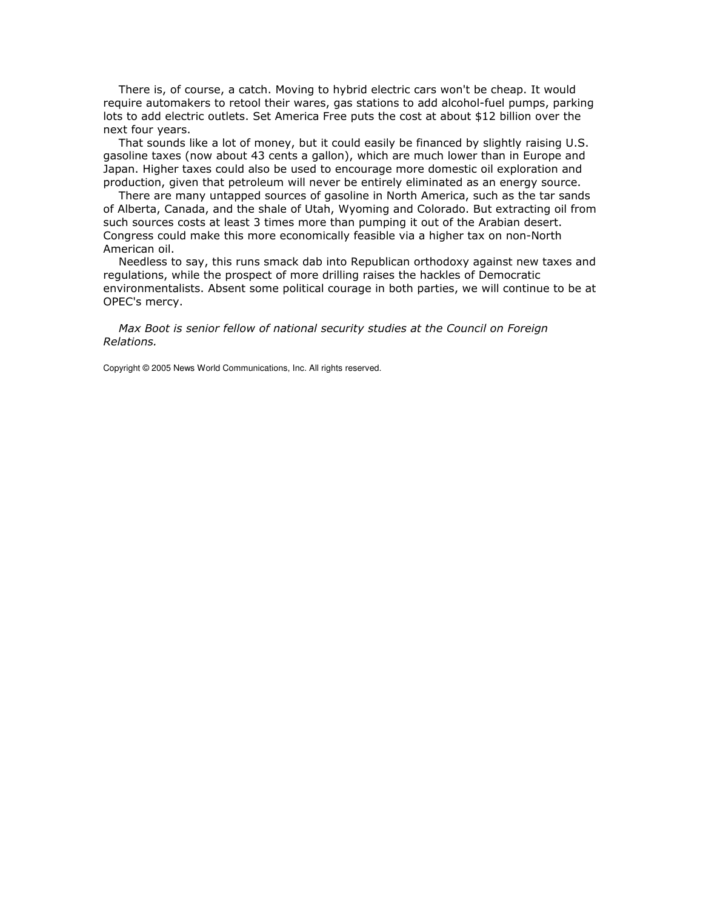There is, of course, a catch. Moving to hybrid electric cars won't be cheap. It would require automakers to retool their wares, gas stations to add alcohol-fuel pumps, parking lots to add electric outlets. Set America Free puts the cost at about $12 billion over the next four years.

That sounds like a lot of money, but it could easily be financed by slightly raising U.S. gasoline taxes (now about 43 cents a gallon), which are much lower than in Europe and Japan. Higher taxes could also be used to encourage more domestic oil exploration and production, given that petroleum will never be entirely eliminated as an energy source.

There are many untapped sources of gasoline in North America, such as the tar sands of Alberta, Canada, and the shale of Utah, Wyoming and Colorado. But extracting oil from such sources costs at least 3 times more than pumping it out of the Arabian desert. Congress could make this more economically feasible via a higher tax on non-North American oil.

Needless to say, this runs smack dab into Republican orthodoxy against new taxes and regulations, while the prospect of more drilling raises the hackles of Democratic environmentalists. Absent some political courage in both parties, we will continue to be at OPEC's mercy.

*Max Boot is senior fellow of national security studies at the Council on Foreign Relations.*

Copyright © 2005 News World Communications, Inc. All rights reserved.